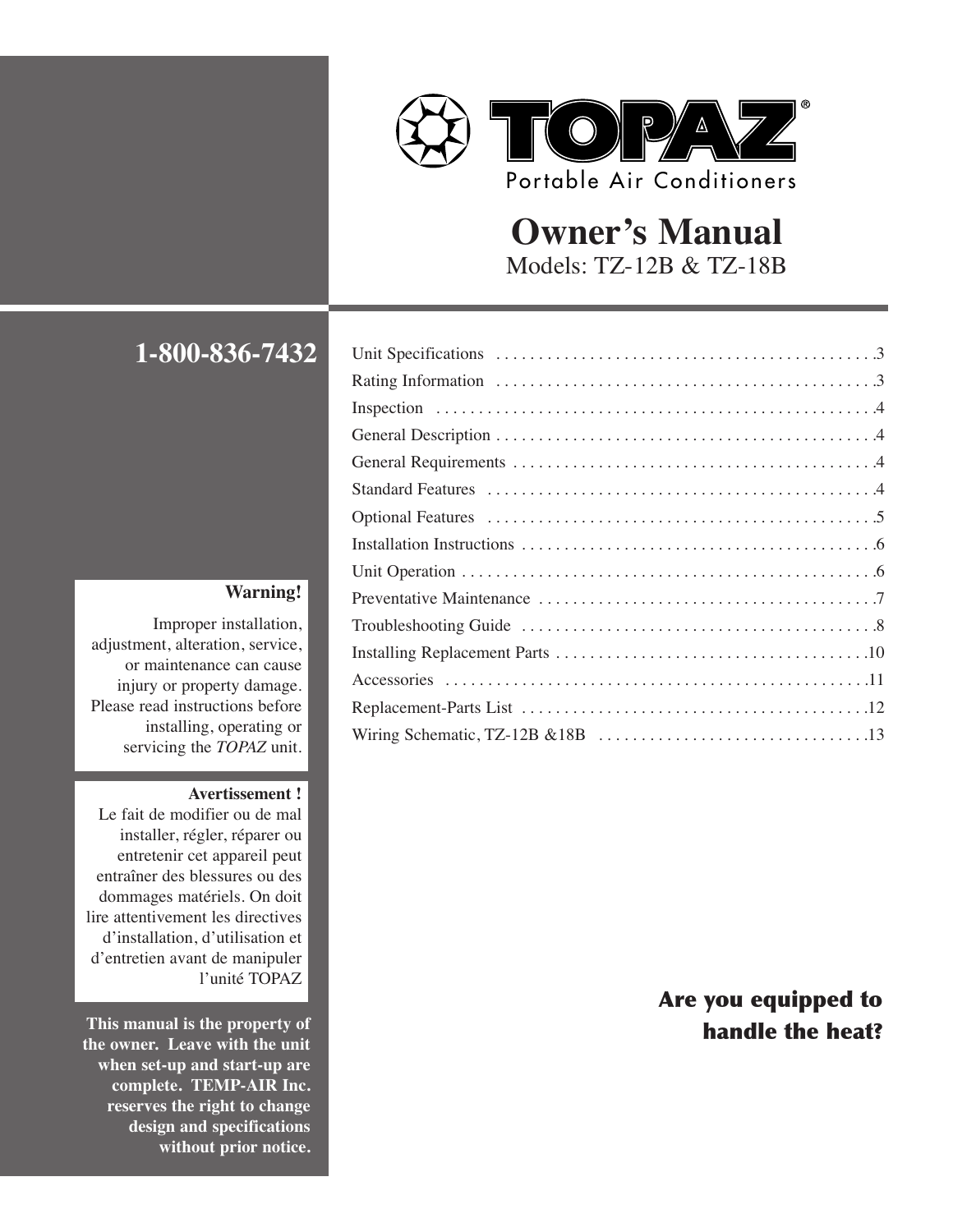# TOPAZ®

Portable Air Conditioners

## Owner's Manual

Models: TZ-12B & TZ-18B

**1-800-836-7432**

| | |
|---|---|
| Unit Specifications | 3 |
| Rating Information | 3 |
| Inspection | 4 |
| General Description | 4 |
| General Requirements | 4 |
| Standard Features | 4 |
| Optional Features | 5 |
| Installation Instructions | 6 |
| Unit Operation | 6 |
| Preventative Maintenance | 7 |
| Troubleshooting Guide | 8 |
| Installing Replacement Parts | 10 |
| Accessories | 11 |
| Replacement-Parts List | 12 |
| Wiring Schematic, TZ-12B &18B | 13 |

**Warning!**

Improper installation, adjustment, alteration, service, or maintenance can cause injury or property damage. Please read instructions before installing, operating or servicing the *TOPAZ* unit.

**Avertissement !**

Le fait de modifier ou de mal installer, régler, réparer ou entretenir cet appareil peut entraîner des blessures ou des dommages matériels. On doit lire attentivement les directives d'installation, d'utilisation et d'entretien avant de manipuler l'unité TOPAZ

**This manual is the property of the owner. Leave with the unit when set-up and start-up are complete. TEMP-AIR Inc. reserves the right to change design and specifications without prior notice.**

**Are you equipped to handle the heat?**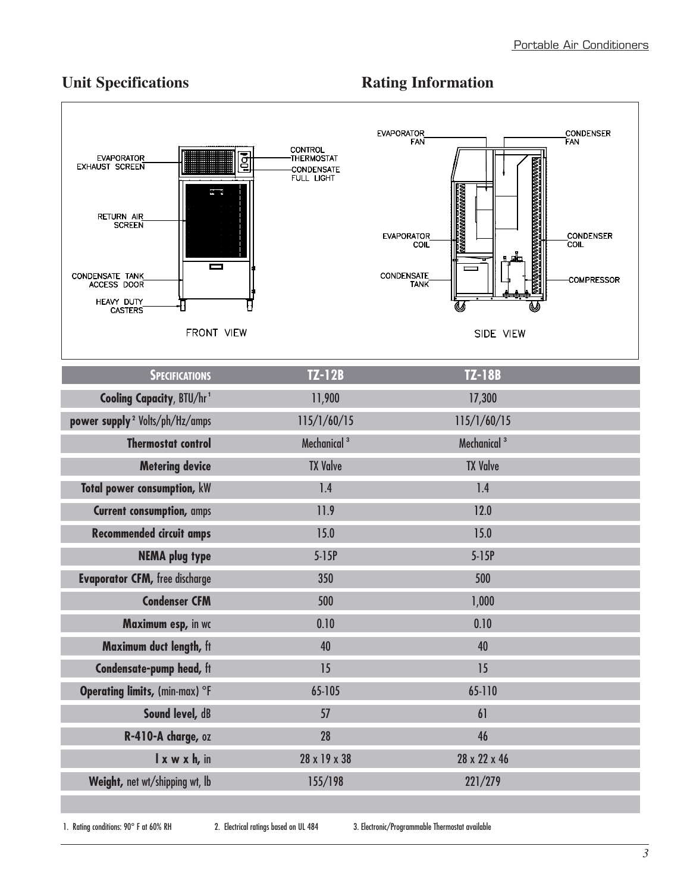## Unit Specifications

## Rating Information

EVAPORATOR EXHAUST SCREEN

CONTROL THERMOSTAT

CONDENSATE FULL LIGHT

RETURN AIR SCREEN

CONDENSATE TANK ACCESS DOOR

HEAVY DUTY CASTERS

FRONT VIEW

EVAPORATOR FAN

CONDENSER FAN

EVAPORATOR COIL

CONDENSER COIL

CONDENSATE TANK

COMPRESSOR

SIDE VIEW

| **Specifications** | **TZ-12B** | **TZ-18B** |
|---|---|---|
| **Cooling Capacity**, BTU/hr [1] | 11,900 | 17,300 |
| **power supply** [2] Volts/ph/Hz/amps | 115/1/60/15 | 115/1/60/15 |
| **Thermostat control** | Mechanical [3] | Mechanical [3] |
| **Metering device** | TX Valve | TX Valve |
| **Total power consumption,** kW | 1.4 | 1.4 |
| **Current consumption,** amps | 11.9 | 12.0 |
| **Recommended circuit amps** | 15.0 | 15.0 |
| **NEMA plug type** | 5-15P | 5-15P |
| **Evaporator CFM,** free discharge | 350 | 500 |
| **Condenser CFM** | 500 | 1,000 |
| **Maximum esp,** in wc | 0.10 | 0.10 |
| **Maximum duct length,** ft | 40 | 40 |
| **Condensate-pump head,** ft | 15 | 15 |
| **Operating limits,** (min-max) °F | 65-105 | 65-110 |
| **Sound level,** dB | 57 | 61 |
| **R-410-A charge,** oz | 28 | 46 |
| **l x w x h,** in | 28 x 19 x 38 | 28 x 22 x 46 |
| **Weight,** net wt/shipping wt, lb | 155/198 | 221/279 |

1. Rating conditions: 90° F at 60% RH
2. Electrical ratings based on UL 484
3. Electronic/Programmable Thermostat available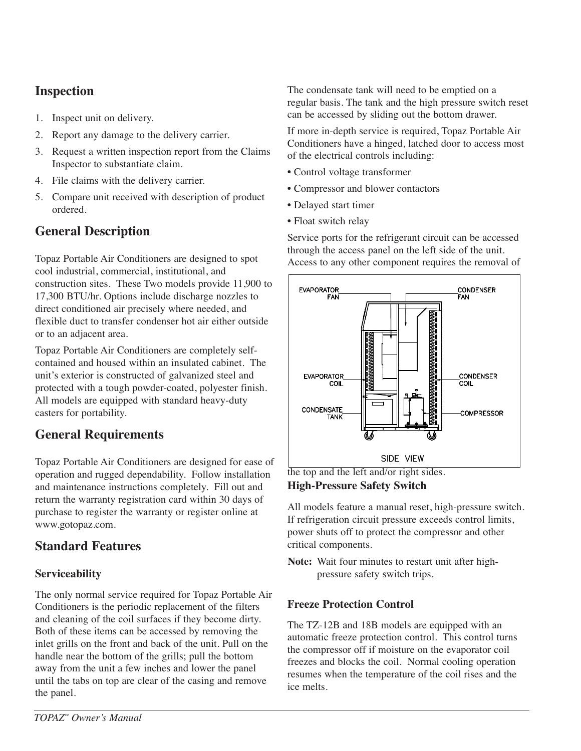## Inspection

1. Inspect unit on delivery.
2. Report any damage to the delivery carrier.
3. Request a written inspection report from the Claims Inspector to substantiate claim.
4. File claims with the delivery carrier.
5. Compare unit received with description of product ordered.

## General Description

Topaz Portable Air Conditioners are designed to spot cool industrial, commercial, institutional, and construction sites. These Two models provide 11,900 to 17,300 BTU/hr. Options include discharge nozzles to direct conditioned air precisely where needed, and flexible duct to transfer condenser hot air either outside or to an adjacent area.

Topaz Portable Air Conditioners are completely self-contained and housed within an insulated cabinet. The unit's exterior is constructed of galvanized steel and protected with a tough powder-coated, polyester finish. All models are equipped with standard heavy-duty casters for portability.

## General Requirements

Topaz Portable Air Conditioners are designed for ease of operation and rugged dependability. Follow installation and maintenance instructions completely. Fill out and return the warranty registration card within 30 days of purchase to register the warranty or register online at www.gotopaz.com.

## Standard Features

### Serviceability

The only normal service required for Topaz Portable Air Conditioners is the periodic replacement of the filters and cleaning of the coil surfaces if they become dirty. Both of these items can be accessed by removing the inlet grills on the front and back of the unit. Pull on the handle near the bottom of the grills; pull the bottom away from the unit a few inches and lower the panel until the tabs on top are clear of the casing and remove the panel.

The condensate tank will need to be emptied on a regular basis. The tank and the high pressure switch reset can be accessed by sliding out the bottom drawer.

If more in-depth service is required, Topaz Portable Air Conditioners have a hinged, latched door to access most of the electrical controls including:

- Control voltage transformer
- Compressor and blower contactors
- Delayed start timer
- Float switch relay

Service ports for the refrigerant circuit can be accessed through the access panel on the left side of the unit. Access to any other component requires the removal of the top and the left and/or right sides.

EVAPORATOR FAN, CONDENSER FAN, EVAPORATOR COIL, CONDENSER COIL, CONDENSATE TANK, COMPRESSOR

SIDE VIEW

### High-Pressure Safety Switch

All models feature a manual reset, high-pressure switch. If refrigeration circuit pressure exceeds control limits, power shuts off to protect the compressor and other critical components.

**Note:** Wait four minutes to restart unit after high-pressure safety switch trips.

### Freeze Protection Control

The TZ-12B and 18B models are equipped with an automatic freeze protection control. This control turns the compressor off if moisture on the evaporator coil freezes and blocks the coil. Normal cooling operation resumes when the temperature of the coil rises and the ice melts.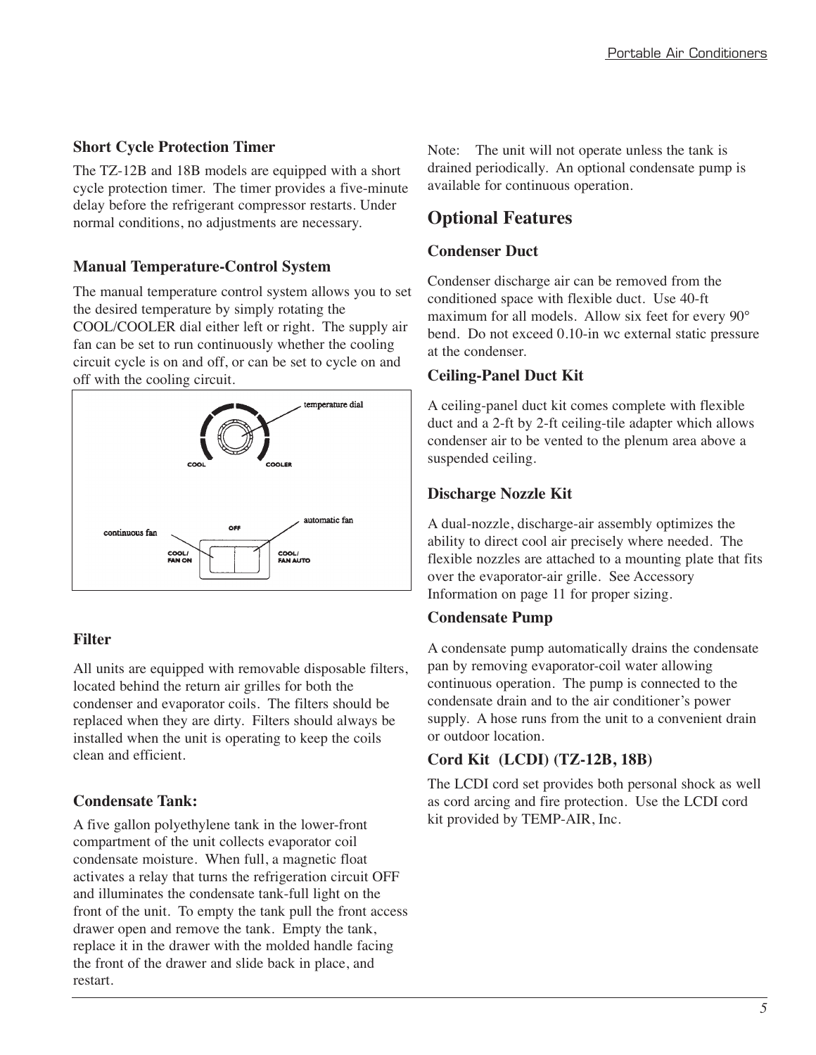### Short Cycle Protection Timer

The TZ-12B and 18B models are equipped with a short cycle protection timer. The timer provides a five-minute delay before the refrigerant compressor restarts. Under normal conditions, no adjustments are necessary.

### Manual Temperature-Control System

The manual temperature control system allows you to set the desired temperature by simply rotating the COOL/COOLER dial either left or right. The supply air fan can be set to run continuously whether the cooling circuit cycle is on and off, or can be set to cycle on and off with the cooling circuit.

temperature dial

COOL COOLER

OFF

continuous fan automatic fan

COOL/ FAN ON COOL/ FAN AUTO

### Filter

All units are equipped with removable disposable filters, located behind the return air grilles for both the condenser and evaporator coils. The filters should be replaced when they are dirty. Filters should always be installed when the unit is operating to keep the coils clean and efficient.

### Condensate Tank:

A five gallon polyethylene tank in the lower-front compartment of the unit collects evaporator coil condensate moisture. When full, a magnetic float activates a relay that turns the refrigeration circuit OFF and illuminates the condensate tank-full light on the front of the unit. To empty the tank pull the front access drawer open and remove the tank. Empty the tank, replace it in the drawer with the molded handle facing the front of the drawer and slide back in place, and restart.

Note: The unit will not operate unless the tank is drained periodically. An optional condensate pump is available for continuous operation.

## Optional Features

### Condenser Duct

Condenser discharge air can be removed from the conditioned space with flexible duct. Use 40-ft maximum for all models. Allow six feet for every 90° bend. Do not exceed 0.10-in wc external static pressure at the condenser.

### Ceiling-Panel Duct Kit

A ceiling-panel duct kit comes complete with flexible duct and a 2-ft by 2-ft ceiling-tile adapter which allows condenser air to be vented to the plenum area above a suspended ceiling.

### Discharge Nozzle Kit

A dual-nozzle, discharge-air assembly optimizes the ability to direct cool air precisely where needed. The flexible nozzles are attached to a mounting plate that fits over the evaporator-air grille. See Accessory Information on page 11 for proper sizing.

### Condensate Pump

A condensate pump automatically drains the condensate pan by removing evaporator-coil water allowing continuous operation. The pump is connected to the condensate drain and to the air conditioner's power supply. A hose runs from the unit to a convenient drain or outdoor location.

### Cord Kit (LCDI) (TZ-12B, 18B)

The LCDI cord set provides both personal shock as well as cord arcing and fire protection. Use the LCDI cord kit provided by TEMP-AIR, Inc.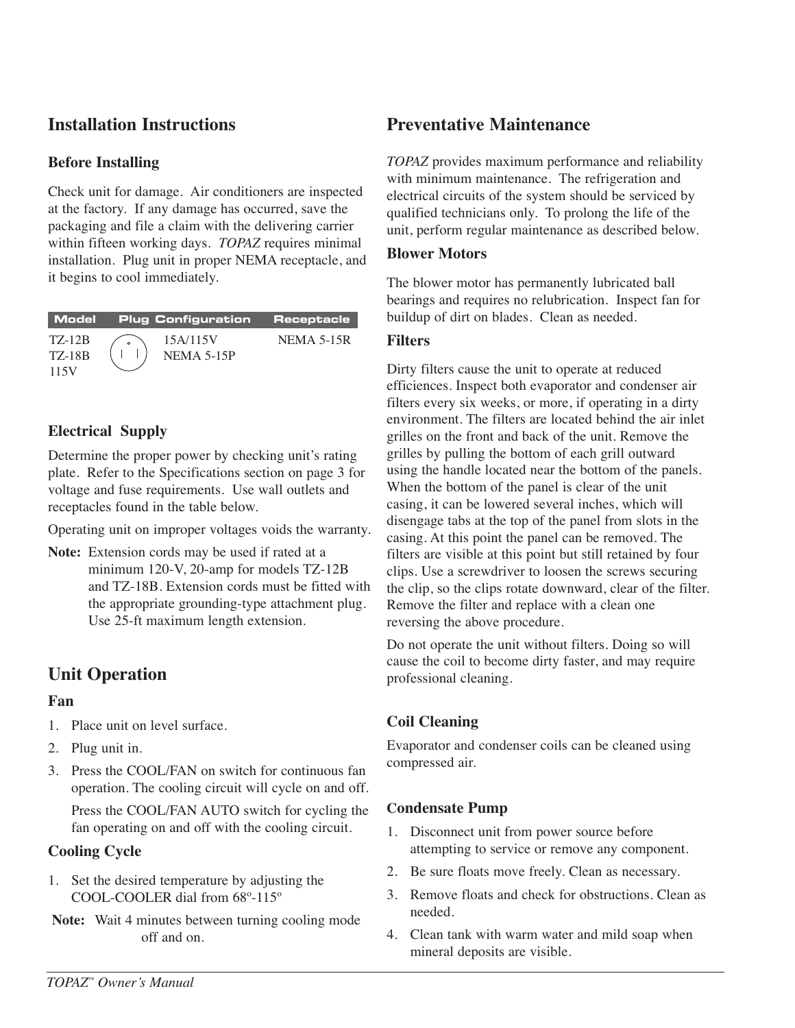## Installation Instructions

### Before Installing

Check unit for damage. Air conditioners are inspected at the factory. If any damage has occurred, save the packaging and file a claim with the delivering carrier within fifteen working days. *TOPAZ* requires minimal installation. Plug unit in proper NEMA receptacle, and it begins to cool immediately.

| Model | Plug Configuration | Receptacle |
|---|---|---|
| TZ-12B<br>TZ-18B<br>115V | 15A/115V<br>NEMA 5-15P | NEMA 5-15R |

### Electrical Supply

Determine the proper power by checking unit's rating plate. Refer to the Specifications section on page 3 for voltage and fuse requirements. Use wall outlets and receptacles found in the table below.

Operating unit on improper voltages voids the warranty.

**Note:** Extension cords may be used if rated at a minimum 120-V, 20-amp for models TZ-12B and TZ-18B. Extension cords must be fitted with the appropriate grounding-type attachment plug. Use 25-ft maximum length extension.

## Unit Operation

### Fan

1. Place unit on level surface.
2. Plug unit in.
3. Press the COOL/FAN on switch for continuous fan operation. The cooling circuit will cycle on and off.

   Press the COOL/FAN AUTO switch for cycling the fan operating on and off with the cooling circuit.

### Cooling Cycle

1. Set the desired temperature by adjusting the COOL-COOLER dial from 68º-115º

**Note:** Wait 4 minutes between turning cooling mode off and on.

## Preventative Maintenance

*TOPAZ* provides maximum performance and reliability with minimum maintenance. The refrigeration and electrical circuits of the system should be serviced by qualified technicians only. To prolong the life of the unit, perform regular maintenance as described below.

### Blower Motors

The blower motor has permanently lubricated ball bearings and requires no relubrication. Inspect fan for buildup of dirt on blades. Clean as needed.

### Filters

Dirty filters cause the unit to operate at reduced efficiences. Inspect both evaporator and condenser air filters every six weeks, or more, if operating in a dirty environment. The filters are located behind the air inlet grilles on the front and back of the unit. Remove the grilles by pulling the bottom of each grill outward using the handle located near the bottom of the panels. When the bottom of the panel is clear of the unit casing, it can be lowered several inches, which will disengage tabs at the top of the panel from slots in the casing. At this point the panel can be removed. The filters are visible at this point but still retained by four clips. Use a screwdriver to loosen the screws securing the clip, so the clips rotate downward, clear of the filter. Remove the filter and replace with a clean one reversing the above procedure.

Do not operate the unit without filters. Doing so will cause the coil to become dirty faster, and may require professional cleaning.

### Coil Cleaning

Evaporator and condenser coils can be cleaned using compressed air.

### Condensate Pump

1. Disconnect unit from power source before attempting to service or remove any component.
2. Be sure floats move freely. Clean as necessary.
3. Remove floats and check for obstructions. Clean as needed.
4. Clean tank with warm water and mild soap when mineral deposits are visible.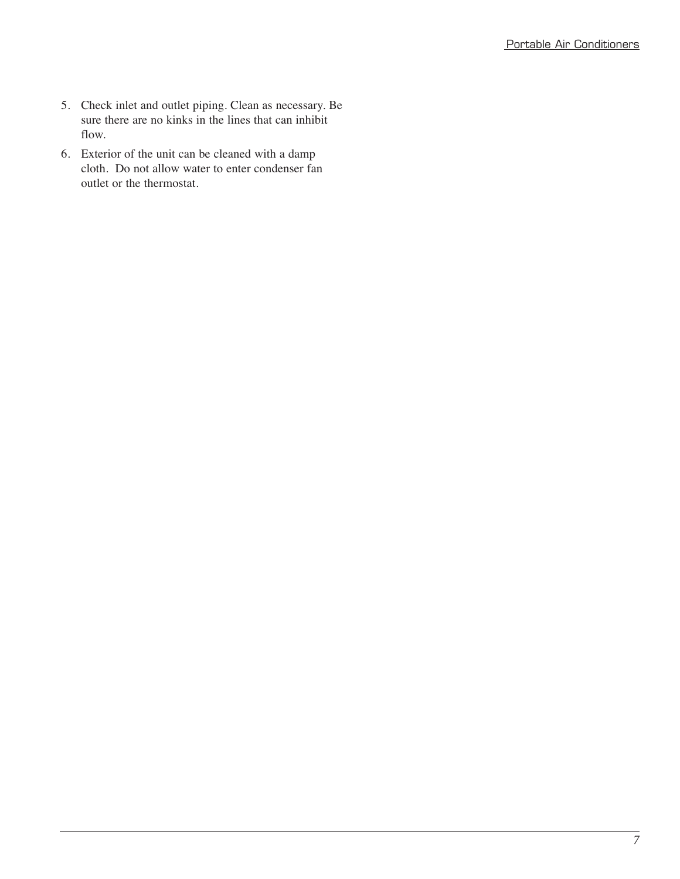5. Check inlet and outlet piping. Clean as necessary. Be sure there are no kinks in the lines that can inhibit flow.
6. Exterior of the unit can be cleaned with a damp cloth. Do not allow water to enter condenser fan outlet or the thermostat.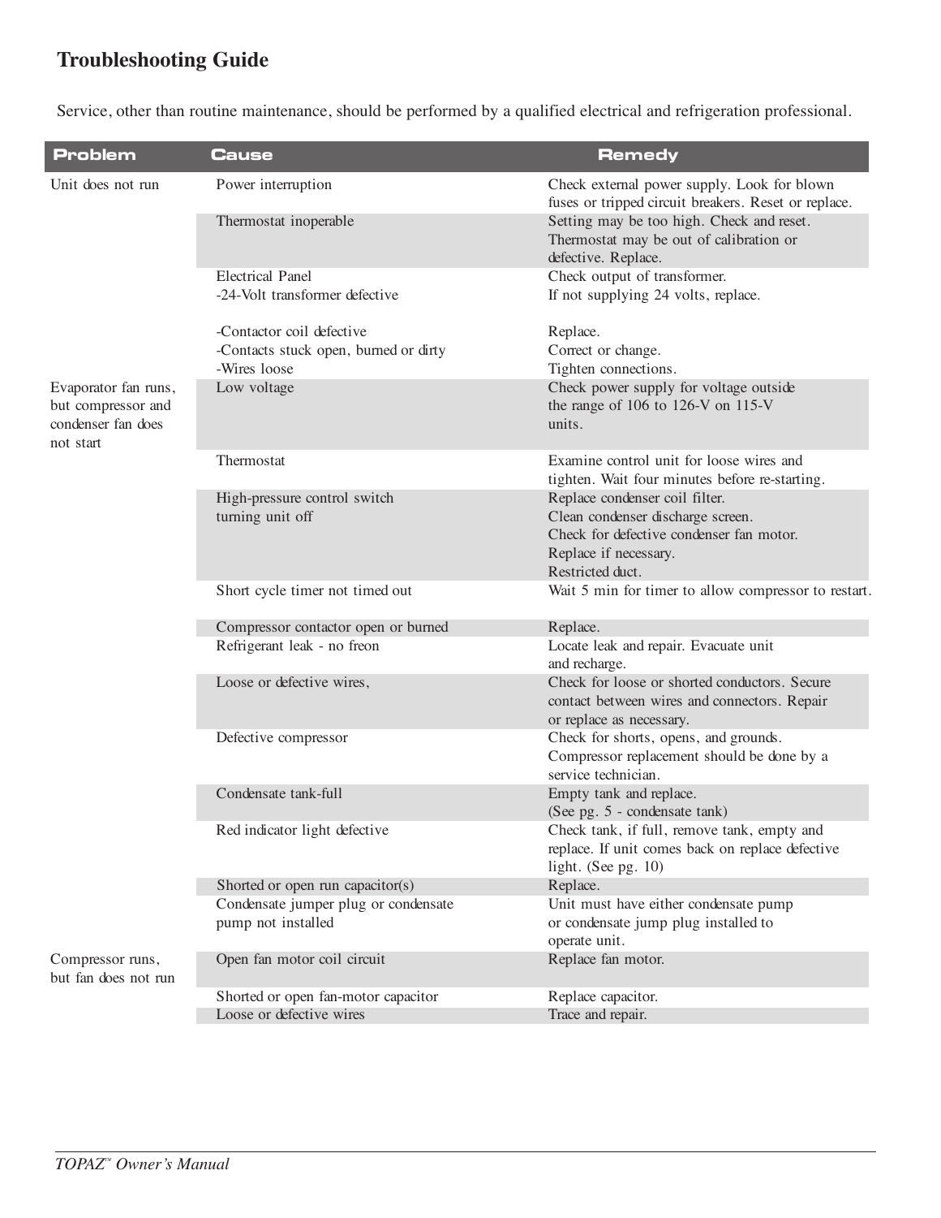## Troubleshooting Guide

Service, other than routine maintenance, should be performed by a qualified electrical and refrigeration professional.

| Problem | Cause | Remedy |
|---|---|---|
| Unit does not run | Power interruption | Check external power supply. Look for blown fuses or tripped circuit breakers. Reset or replace. |
| | Thermostat inoperable | Setting may be too high. Check and reset. Thermostat may be out of calibration or defective. Replace. |
| | Electrical Panel<br>-24-Volt transformer defective | Check output of transformer.<br>If not supplying 24 volts, replace. |
| | -Contactor coil defective<br>-Contacts stuck open, burned or dirty<br>-Wires loose | Replace.<br>Correct or change.<br>Tighten connections. |
| Evaporator fan runs, but compressor and condenser fan does not start | Low voltage | Check power supply for voltage outside the range of 106 to 126-V on 115-V units. |
| | Thermostat | Examine control unit for loose wires and tighten. Wait four minutes before re-starting. |
| | High-pressure control switch turning unit off | Replace condenser coil filter.<br>Clean condenser discharge screen.<br>Check for defective condenser fan motor. Replace if necessary.<br>Restricted duct. |
| | Short cycle timer not timed out | Wait 5 min for timer to allow compressor to restart. |
| | Compressor contactor open or burned | Replace. |
| | Refrigerant leak - no freon | Locate leak and repair. Evacuate unit and recharge. |
| | Loose or defective wires, | Check for loose or shorted conductors. Secure contact between wires and connectors. Repair or replace as necessary. |
| | Defective compressor | Check for shorts, opens, and grounds. Compressor replacement should be done by a service technician. |
| | Condensate tank-full | Empty tank and replace.<br>(See pg. 5 - condensate tank) |
| | Red indicator light defective | Check tank, if full, remove tank, empty and replace. If unit comes back on replace defective light. (See pg. 10) |
| | Shorted or open run capacitor(s) | Replace. |
| | Condensate jumper plug or condensate pump not installed | Unit must have either condensate pump or condensate jump plug installed to operate unit. |
| Compressor runs, but fan does not run | Open fan motor coil circuit | Replace fan motor. |
| | Shorted or open fan-motor capacitor | Replace capacitor. |
| | Loose or defective wires | Trace and repair. |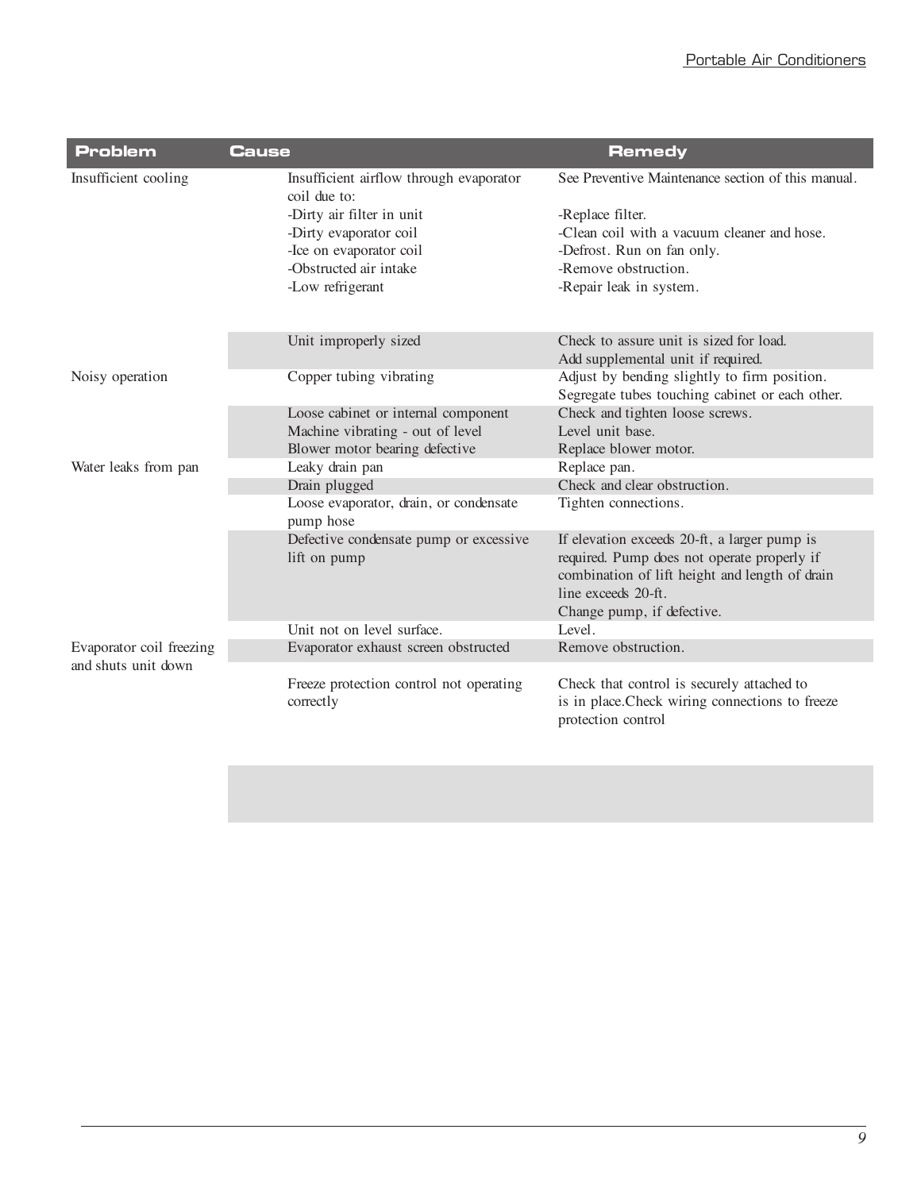| Problem | Cause | Remedy |
|---|---|---|
| Insufficient cooling | Insufficient airflow through evaporator coil due to:<br>-Dirty air filter in unit<br>-Dirty evaporator coil<br>-Ice on evaporator coil<br>-Obstructed air intake<br>-Low refrigerant | See Preventive Maintenance section of this manual.<br><br>-Replace filter.<br>-Clean coil with a vacuum cleaner and hose.<br>-Defrost. Run on fan only.<br>-Remove obstruction.<br>-Repair leak in system. |
| | Unit improperly sized | Check to assure unit is sized for load.<br>Add supplemental unit if required. |
| Noisy operation | Copper tubing vibrating | Adjust by bending slightly to firm position.<br>Segregate tubes touching cabinet or each other. |
| | Loose cabinet or internal component<br>Machine vibrating - out of level<br>Blower motor bearing defective | Check and tighten loose screws.<br>Level unit base.<br>Replace blower motor. |
| Water leaks from pan | Leaky drain pan | Replace pan. |
| | Drain plugged | Check and clear obstruction. |
| | Loose evaporator, drain, or condensate pump hose | Tighten connections. |
| | Defective condensate pump or excessive lift on pump | If elevation exceeds 20-ft, a larger pump is required. Pump does not operate properly if combination of lift height and length of drain line exceeds 20-ft.<br>Change pump, if defective. |
| | Unit not on level surface. | Level. |
| Evaporator coil freezing and shuts unit down | Evaporator exhaust screen obstructed | Remove obstruction. |
| | Freeze protection control not operating correctly | Check that control is securely attached to is in place.Check wiring connections to freeze protection control |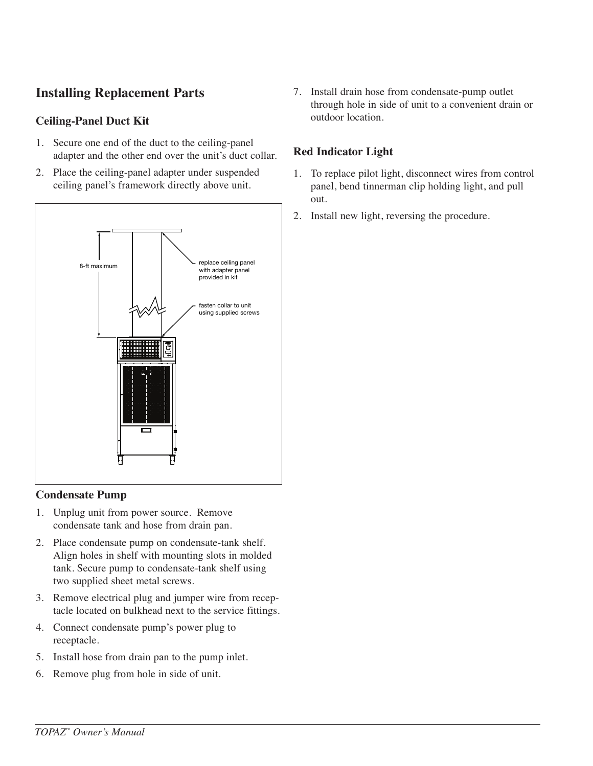## Installing Replacement Parts

### Ceiling-Panel Duct Kit

1. Secure one end of the duct to the ceiling-panel adapter and the other end over the unit's duct collar.
2. Place the ceiling-panel adapter under suspended ceiling panel's framework directly above unit.

8-ft maximum

replace ceiling panel with adapter panel provided in kit

fasten collar to unit using supplied screws

### Condensate Pump

1. Unplug unit from power source. Remove condensate tank and hose from drain pan.
2. Place condensate pump on condensate-tank shelf. Align holes in shelf with mounting slots in molded tank. Secure pump to condensate-tank shelf using two supplied sheet metal screws.
3. Remove electrical plug and jumper wire from receptacle located on bulkhead next to the service fittings.
4. Connect condensate pump's power plug to receptacle.
5. Install hose from drain pan to the pump inlet.
6. Remove plug from hole in side of unit.
7. Install drain hose from condensate-pump outlet through hole in side of unit to a convenient drain or outdoor location.

### Red Indicator Light

1. To replace pilot light, disconnect wires from control panel, bend tinnerman clip holding light, and pull out.
2. Install new light, reversing the procedure.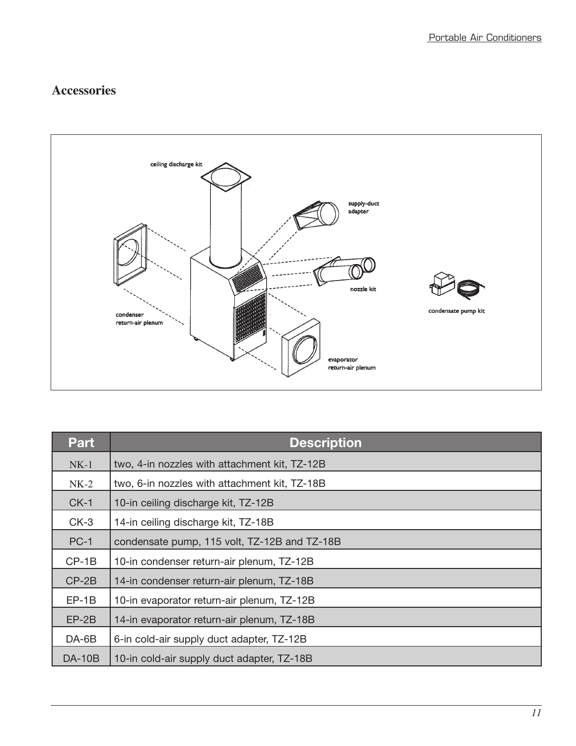## Accessories

| Part | Description |
| --- | --- |
| NK-1 | two, 4-in nozzles with attachment kit, TZ-12B |
| NK-2 | two, 6-in nozzles with attachment kit, TZ-18B |
| CK-1 | 10-in ceiling discharge kit, TZ-12B |
| CK-3 | 14-in ceiling discharge kit, TZ-18B |
| PC-1 | condensate pump, 115 volt, TZ-12B and TZ-18B |
| CP-1B | 10-in condenser return-air plenum, TZ-12B |
| CP-2B | 14-in condenser return-air plenum, TZ-18B |
| EP-1B | 10-in evaporator return-air plenum, TZ-12B |
| EP-2B | 14-in evaporator return-air plenum, TZ-18B |
| DA-6B | 6-in cold-air supply duct adapter, TZ-12B |
| DA-10B | 10-in cold-air supply duct adapter, TZ-18B |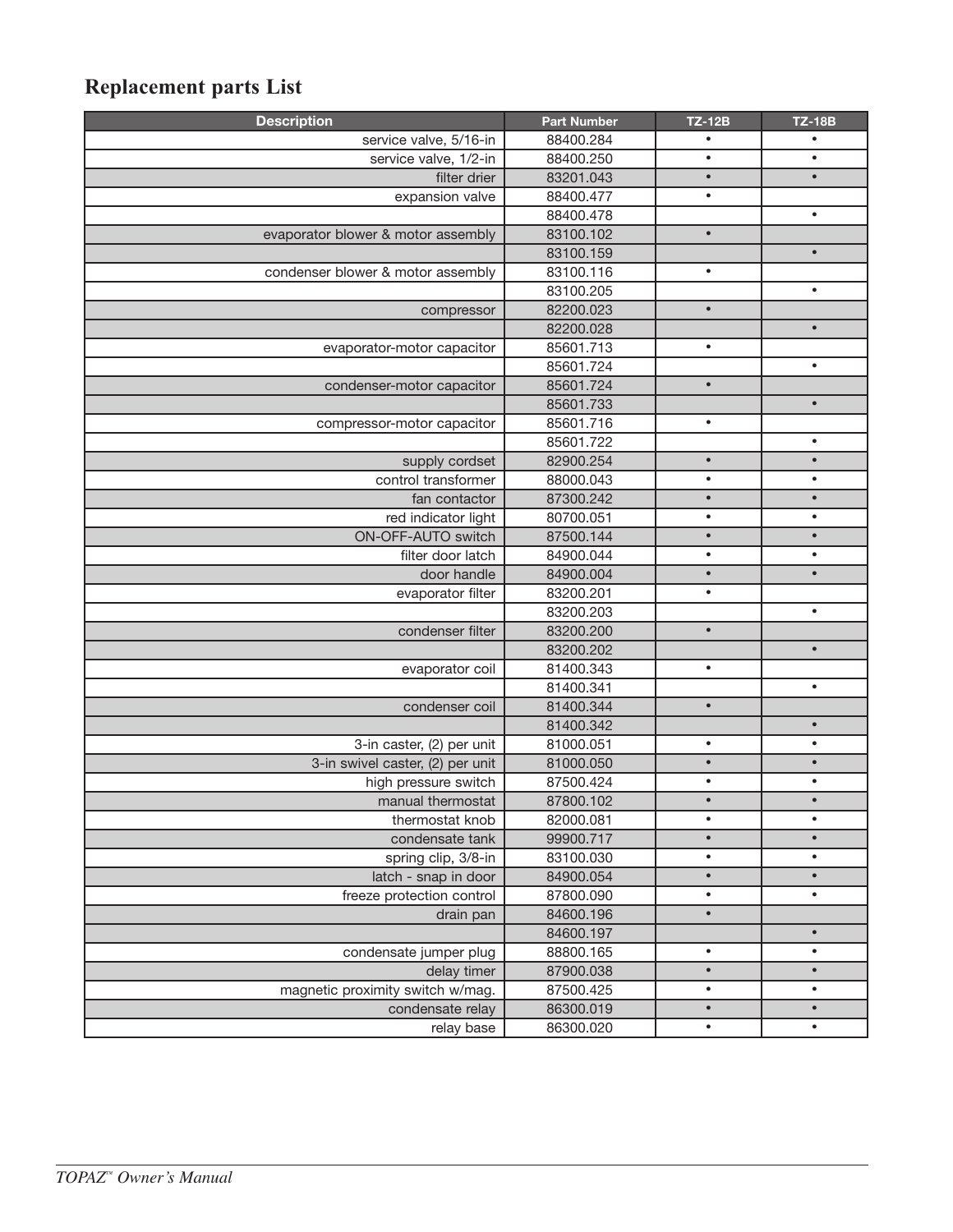# Replacement parts List

| Description | Part Number | TZ-12B | TZ-18B |
|---|---|---|---|
| service valve, 5/16-in | 88400.284 | • | • |
| service valve, 1/2-in | 88400.250 | • | • |
| filter drier | 83201.043 | • | • |
| expansion valve | 88400.477 | • | |
| | 88400.478 | | • |
| evaporator blower & motor assembly | 83100.102 | • | |
| | 83100.159 | | • |
| condenser blower & motor assembly | 83100.116 | • | |
| | 83100.205 | | • |
| compressor | 82200.023 | • | |
| | 82200.028 | | • |
| evaporator-motor capacitor | 85601.713 | • | |
| | 85601.724 | | • |
| condenser-motor capacitor | 85601.724 | • | |
| | 85601.733 | | • |
| compressor-motor capacitor | 85601.716 | • | |
| | 85601.722 | | • |
| supply cordset | 82900.254 | • | • |
| control transformer | 88000.043 | • | • |
| fan contactor | 87300.242 | • | • |
| red indicator light | 80700.051 | • | • |
| ON-OFF-AUTO switch | 87500.144 | • | • |
| filter door latch | 84900.044 | • | • |
| door handle | 84900.004 | • | • |
| evaporator filter | 83200.201 | • | |
| | 83200.203 | | • |
| condenser filter | 83200.200 | • | |
| | 83200.202 | | • |
| evaporator coil | 81400.343 | • | |
| | 81400.341 | | • |
| condenser coil | 81400.344 | • | |
| | 81400.342 | | • |
| 3-in caster, (2) per unit | 81000.051 | • | • |
| 3-in swivel caster, (2) per unit | 81000.050 | • | • |
| high pressure switch | 87500.424 | • | • |
| manual thermostat | 87800.102 | • | • |
| thermostat knob | 82000.081 | • | • |
| condensate tank | 99900.717 | • | • |
| spring clip, 3/8-in | 83100.030 | • | • |
| latch - snap in door | 84900.054 | • | • |
| freeze protection control | 87800.090 | • | • |
| drain pan | 84600.196 | • | |
| | 84600.197 | | • |
| condensate jumper plug | 88800.165 | • | • |
| delay timer | 87900.038 | • | • |
| magnetic proximity switch w/mag. | 87500.425 | • | • |
| condensate relay | 86300.019 | • | • |
| relay base | 86300.020 | • | • |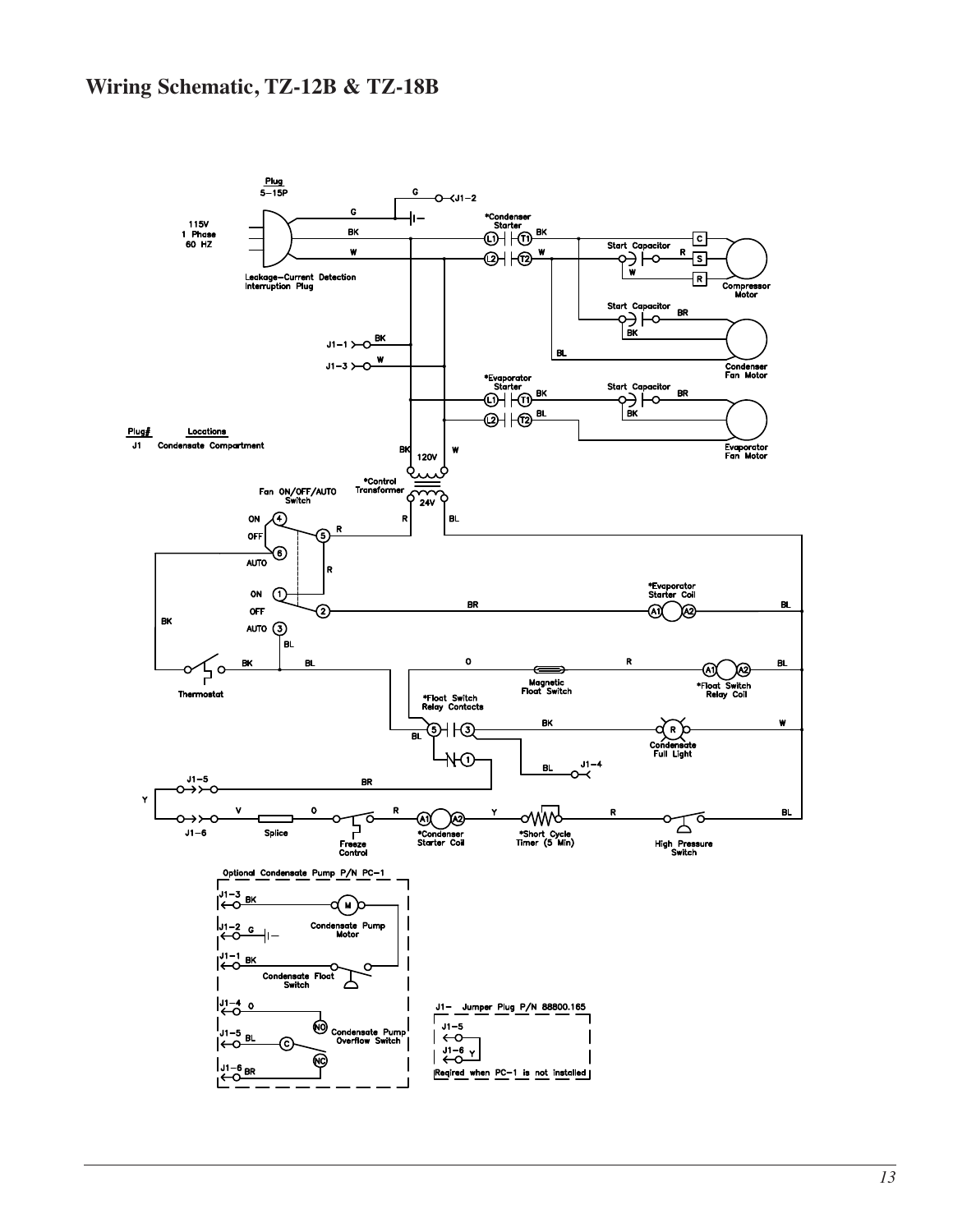# Wiring Schematic, TZ-12B & TZ-18B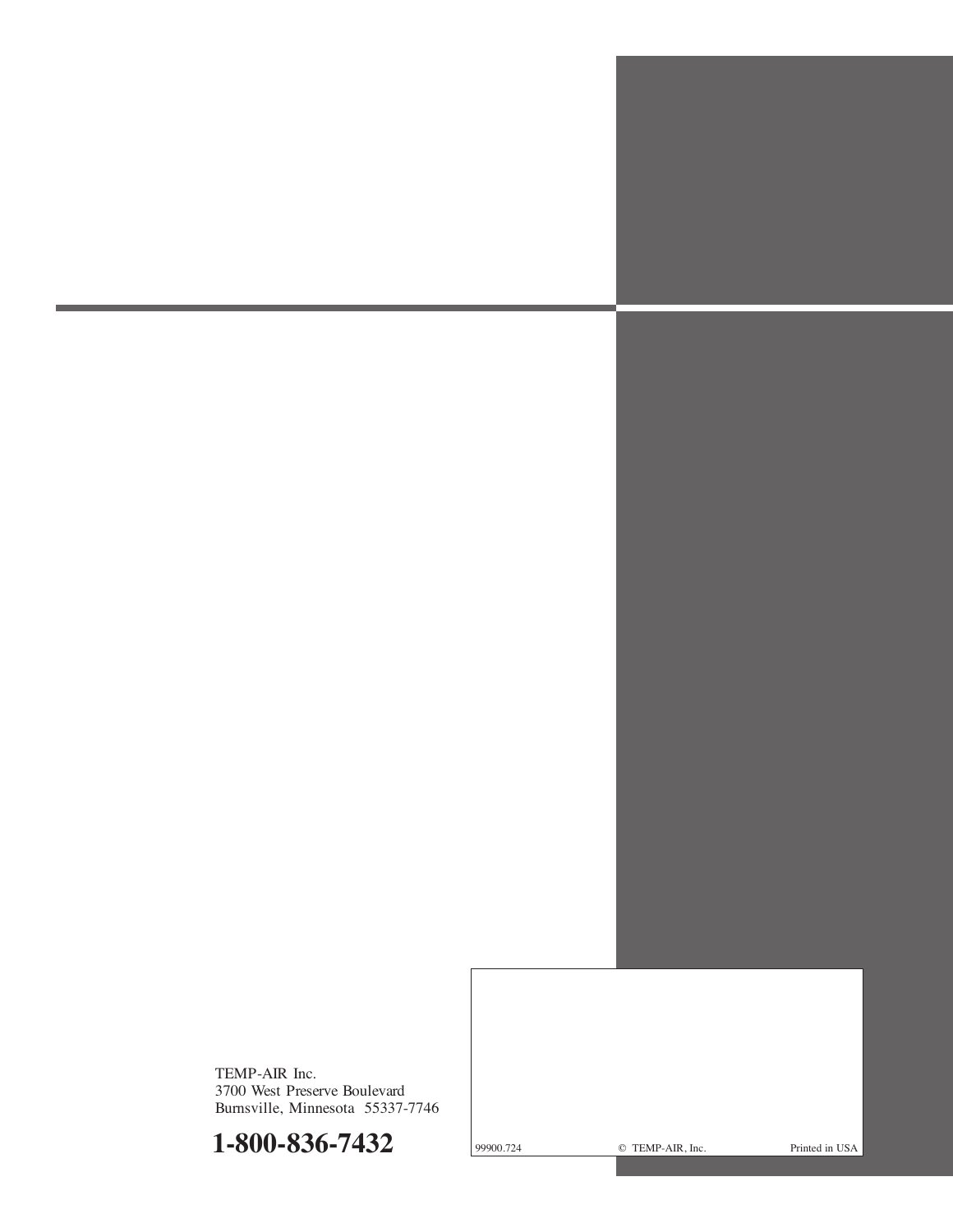TEMP-AIR Inc.
3700 West Preserve Boulevard
Burnsville, Minnesota 55337-7746

**1-800-836-7432**

99900.724 © TEMP-AIR, Inc. Printed in USA